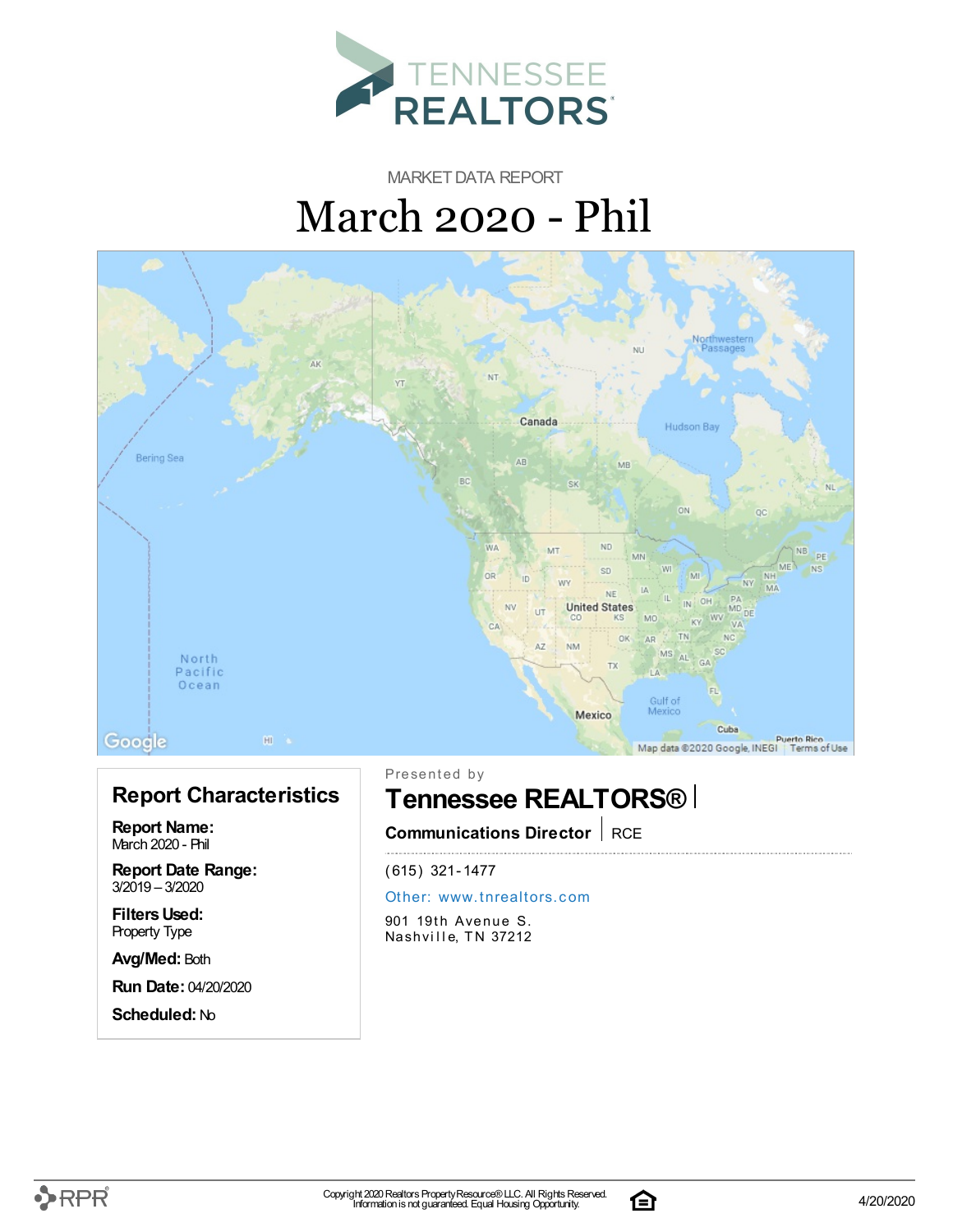# TENNESSEE REALTORS

MARKET DATA REPORT

# March 2020 - Phil

## Report Characteristics

**Report Name:**
March 2020 - Phil

**Report Date Range:**
3/2019 – 3/2020

**Filters Used:**
Property Type

**Avg/Med:** Both

**Run Date:** 04/20/2020

**Scheduled:** No

Presented by

## Tennessee REALTORS®

**Communications Director** | RCE

(615) 321-1477

Other: www.tnrealtors.com

901 19th Avenue S.
Nashville, TN 37212

Copyright 2020 Realtors Property Resource® LLC. All Rights Reserved.
Information is not guaranteed. Equal Housing Opportunity.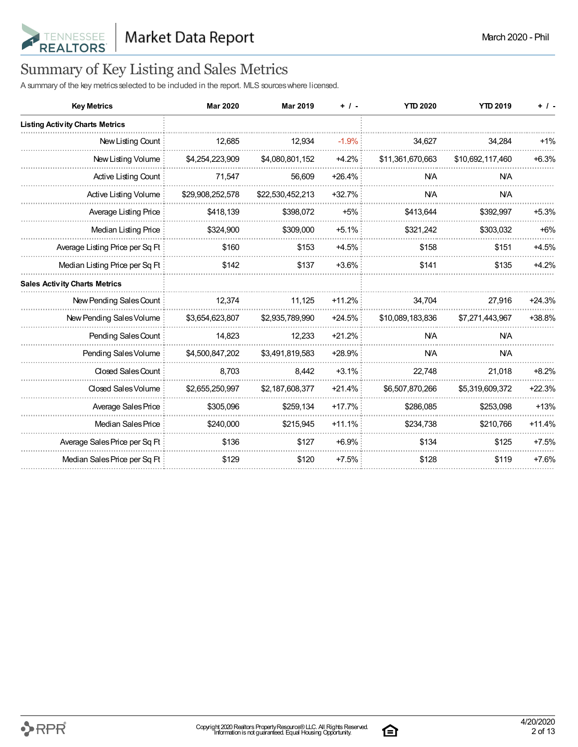# Summary of Key Listing and Sales Metrics

A summary of the key metrics selected to be included in the report. MLS sources where licensed.

| Key Metrics | Mar 2020 | Mar 2019 | + / - | YTD 2020 | YTD 2019 | + / - |
|---|---|---|---|---|---|---|
| **Listing Activity Charts Metrics** | | | | | | |
| New Listing Count | 12,685 | 12,934 | -1.9% | 34,627 | 34,284 | +1% |
| New Listing Volume | $4,254,223,909 | $4,080,801,152 | +4.2% | $11,361,670,663 | $10,692,117,460 | +6.3% |
| Active Listing Count | 71,547 | 56,609 | +26.4% | N/A | N/A | |
| Active Listing Volume | $29,908,252,578 | $22,530,452,213 | +32.7% | N/A | N/A | |
| Average Listing Price | $418,139 | $398,072 | +5% | $413,644 | $392,997 | +5.3% |
| Median Listing Price | $324,900 | $309,000 | +5.1% | $321,242 | $303,032 | +6% |
| Average Listing Price per Sq Ft | $160 | $153 | +4.5% | $158 | $151 | +4.5% |
| Median Listing Price per Sq Ft | $142 | $137 | +3.6% | $141 | $135 | +4.2% |
| **Sales Activity Charts Metrics** | | | | | | |
| New Pending Sales Count | 12,374 | 11,125 | +11.2% | 34,704 | 27,916 | +24.3% |
| New Pending Sales Volume | $3,654,623,807 | $2,935,789,990 | +24.5% | $10,089,183,836 | $7,271,443,967 | +38.8% |
| Pending Sales Count | 14,823 | 12,233 | +21.2% | N/A | N/A | |
| Pending Sales Volume | $4,500,847,202 | $3,491,819,583 | +28.9% | N/A | N/A | |
| Closed Sales Count | 8,703 | 8,442 | +3.1% | 22,748 | 21,018 | +8.2% |
| Closed Sales Volume | $2,655,250,997 | $2,187,608,377 | +21.4% | $6,507,870,266 | $5,319,609,372 | +22.3% |
| Average Sales Price | $305,096 | $259,134 | +17.7% | $286,085 | $253,098 | +13% |
| Median Sales Price | $240,000 | $215,945 | +11.1% | $234,738 | $210,766 | +11.4% |
| Average Sales Price per Sq Ft | $136 | $127 | +6.9% | $134 | $125 | +7.5% |
| Median Sales Price per Sq Ft | $129 | $120 | +7.5% | $128 | $119 | +7.6% |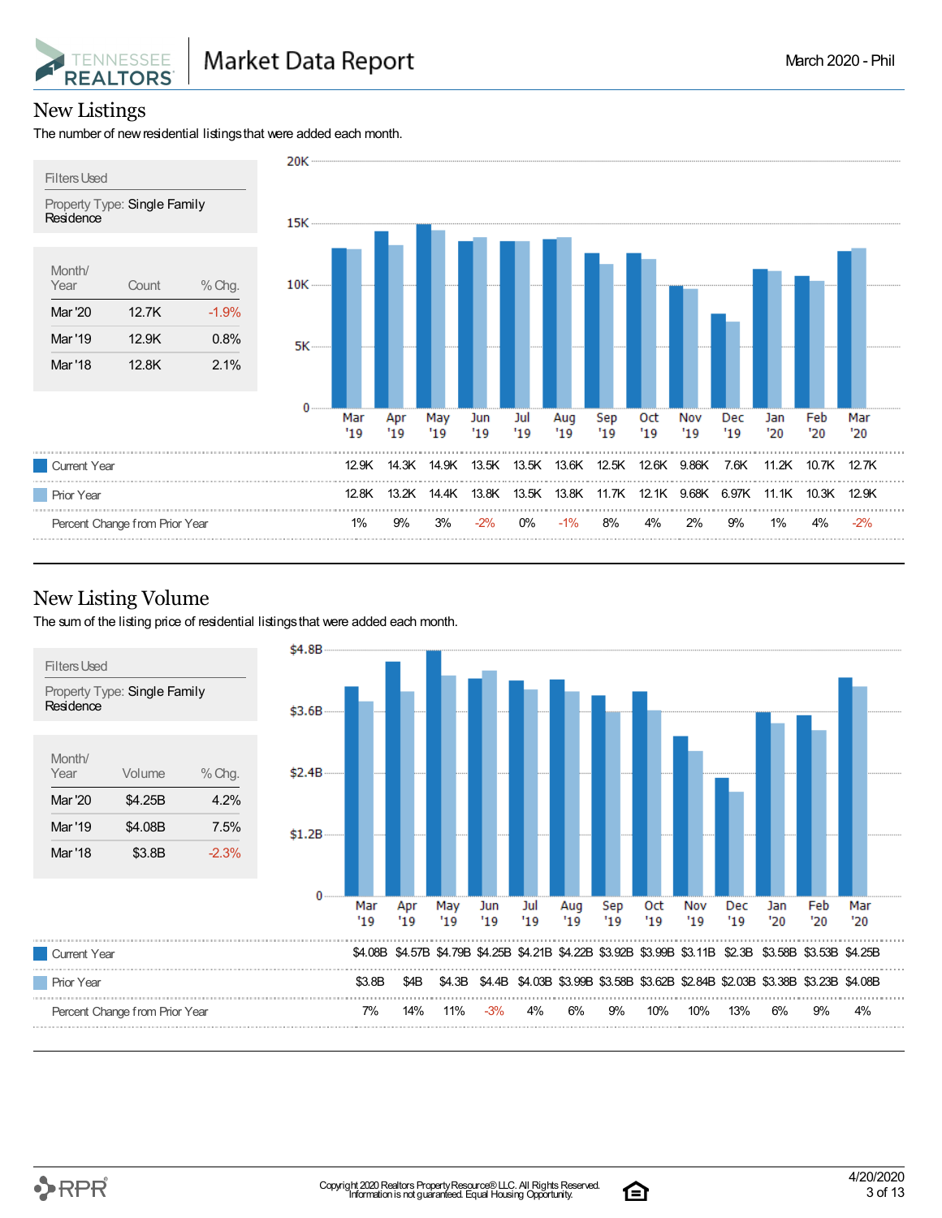Market Data Report

March 2020 - Phil

## New Listings

The number of new residential listings that were added each month.

**Filters Used**

Property Type: Single Family Residence

| Month/Year | Count | % Chg. |
|---|---|---|
| Mar '20 | 12.7K | -1.9% |
| Mar '19 | 12.9K | 0.8% |
| Mar '18 | 12.8K | 2.1% |

| | Mar '19 | Apr '19 | May '19 | Jun '19 | Jul '19 | Aug '19 | Sep '19 | Oct '19 | Nov '19 | Dec '19 | Jan '20 | Feb '20 | Mar '20 |
|---|---|---|---|---|---|---|---|---|---|---|---|---|---|
| Current Year | 12.9K | 14.3K | 14.9K | 13.5K | 13.5K | 13.6K | 12.5K | 12.6K | 9.86K | 7.6K | 11.2K | 10.7K | 12.7K |
| Prior Year | 12.8K | 13.2K | 14.4K | 13.8K | 13.5K | 13.8K | 11.7K | 12.1K | 9.68K | 6.97K | 11.1K | 10.3K | 12.9K |
| Percent Change from Prior Year | 1% | 9% | 3% | -2% | 0% | -1% | 8% | 4% | 2% | 9% | 1% | 4% | -2% |

## New Listing Volume

The sum of the listing price of residential listings that were added each month.

**Filters Used**

Property Type: Single Family Residence

| Month/Year | Volume | % Chg. |
|---|---|---|
| Mar '20 | $4.25B | 4.2% |
| Mar '19 | $4.08B | 7.5% |
| Mar '18 | $3.8B | -2.3% |

| | Mar '19 | Apr '19 | May '19 | Jun '19 | Jul '19 | Aug '19 | Sep '19 | Oct '19 | Nov '19 | Dec '19 | Jan '20 | Feb '20 | Mar '20 |
|---|---|---|---|---|---|---|---|---|---|---|---|---|---|
| Current Year | $4.08B | $4.57B | $4.79B | $4.25B | $4.21B | $4.22B | $3.92B | $3.99B | $3.11B | $2.3B | $3.58B | $3.53B | $4.25B |
| Prior Year | $3.8B | $4B | $4.3B | $4.4B | $4.03B | $3.99B | $3.58B | $3.62B | $2.84B | $2.03B | $3.38B | $3.23B | $4.08B |
| Percent Change from Prior Year | 7% | 14% | 11% | -3% | 4% | 6% | 9% | 10% | 10% | 13% | 6% | 9% | 4% |

Copyright 2020 Realtors Property Resource® LLC. All Rights Reserved.
Information is not guaranteed. Equal Housing Opportunity.

4/20/2020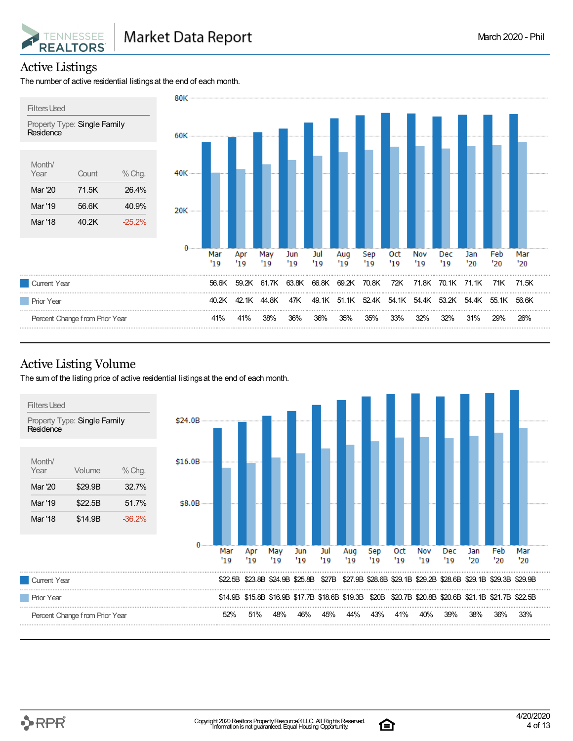Market Data Report

March 2020 - Phil

## Active Listings

The number of active residential listings at the end of each month.

Filters Used

Property Type: Single Family Residence

| Month/ Year | Count | % Chg. |
|---|---|---|
| Mar '20 | 71.5K | 26.4% |
| Mar '19 | 56.6K | 40.9% |
| Mar '18 | 40.2K | -25.2% |

| | Mar '19 | Apr '19 | May '19 | Jun '19 | Jul '19 | Aug '19 | Sep '19 | Oct '19 | Nov '19 | Dec '19 | Jan '20 | Feb '20 | Mar '20 |
|---|---|---|---|---|---|---|---|---|---|---|---|---|---|
| Current Year | 56.6K | 59.2K | 61.7K | 63.8K | 66.8K | 69.2K | 70.8K | 72K | 71.8K | 70.1K | 71.1K | 71K | 71.5K |
| Prior Year | 40.2K | 42.1K | 44.8K | 47K | 49.1K | 51.1K | 52.4K | 54.1K | 54.4K | 53.2K | 54.4K | 55.1K | 56.6K |
| Percent Change from Prior Year | 41% | 41% | 38% | 36% | 36% | 35% | 35% | 33% | 32% | 32% | 31% | 29% | 26% |

## Active Listing Volume

The sum of the listing price of active residential listings at the end of each month.

Filters Used

Property Type: Single Family Residence

| Month/ Year | Volume | % Chg. |
|---|---|---|
| Mar '20 | $29.9B | 32.7% |
| Mar '19 | $22.5B | 51.7% |
| Mar '18 | $14.9B | -36.2% |

| | Mar '19 | Apr '19 | May '19 | Jun '19 | Jul '19 | Aug '19 | Sep '19 | Oct '19 | Nov '19 | Dec '19 | Jan '20 | Feb '20 | Mar '20 |
|---|---|---|---|---|---|---|---|---|---|---|---|---|---|
| Current Year | $22.5B | $23.8B | $24.9B | $25.8B | $27B | $27.9B | $28.6B | $29.1B | $29.2B | $28.6B | $29.1B | $29.3B | $29.9B |
| Prior Year | $14.9B | $15.8B | $16.9B | $17.7B | $18.6B | $19.3B | $20B | $20.7B | $20.8B | $20.6B | $21.1B | $21.7B | $22.5B |
| Percent Change from Prior Year | 52% | 51% | 48% | 46% | 45% | 44% | 43% | 41% | 40% | 39% | 38% | 36% | 33% |

Copyright 2020 Realtors Property Resource® LLC. All Rights Reserved. Information is not guaranteed. Equal Housing Opportunity.

4/20/2020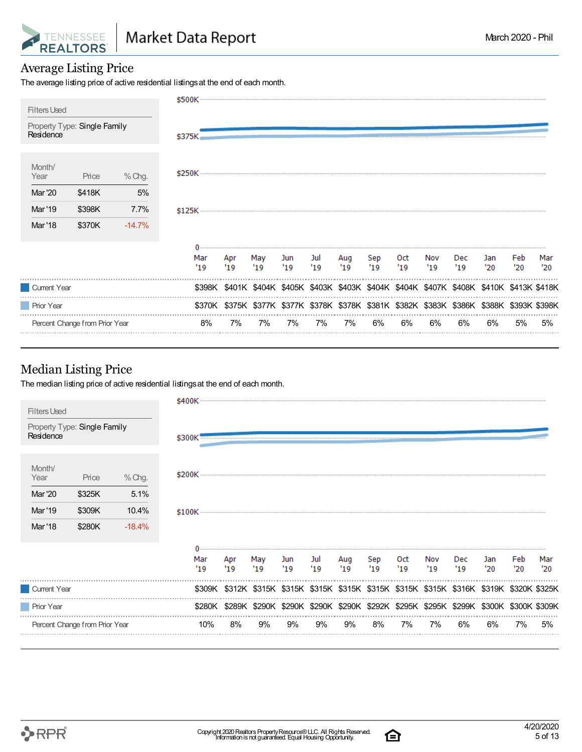## Average Listing Price

The average listing price of active residential listings at the end of each month.

**Filters Used**

Property Type: Single Family Residence

| Month/ Year | Price | % Chg. |
|---|---|---|
| Mar '20 | $418K | 5% |
| Mar '19 | $398K | 7.7% |
| Mar '18 | $370K | -14.7% |

| | Mar '19 | Apr '19 | May '19 | Jun '19 | Jul '19 | Aug '19 | Sep '19 | Oct '19 | Nov '19 | Dec '19 | Jan '20 | Feb '20 | Mar '20 |
|---|---|---|---|---|---|---|---|---|---|---|---|---|---|
| Current Year | $398K | $401K | $404K | $405K | $403K | $403K | $404K | $404K | $407K | $408K | $410K | $413K | $418K |
| Prior Year | $370K | $375K | $377K | $377K | $378K | $378K | $381K | $382K | $383K | $386K | $388K | $393K | $398K |
| Percent Change from Prior Year | 8% | 7% | 7% | 7% | 7% | 7% | 6% | 6% | 6% | 6% | 6% | 5% | 5% |

## Median Listing Price

The median listing price of active residential listings at the end of each month.

**Filters Used**

Property Type: Single Family Residence

| Month/ Year | Price | % Chg. |
|---|---|---|
| Mar '20 | $325K | 5.1% |
| Mar '19 | $309K | 10.4% |
| Mar '18 | $280K | -18.4% |

| | Mar '19 | Apr '19 | May '19 | Jun '19 | Jul '19 | Aug '19 | Sep '19 | Oct '19 | Nov '19 | Dec '19 | Jan '20 | Feb '20 | Mar '20 |
|---|---|---|---|---|---|---|---|---|---|---|---|---|---|
| Current Year | $309K | $312K | $315K | $315K | $315K | $315K | $315K | $315K | $315K | $316K | $319K | $320K | $325K |
| Prior Year | $280K | $289K | $290K | $290K | $290K | $290K | $292K | $295K | $295K | $299K | $300K | $300K | $309K |
| Percent Change from Prior Year | 10% | 8% | 9% | 9% | 9% | 9% | 8% | 7% | 7% | 6% | 6% | 7% | 5% |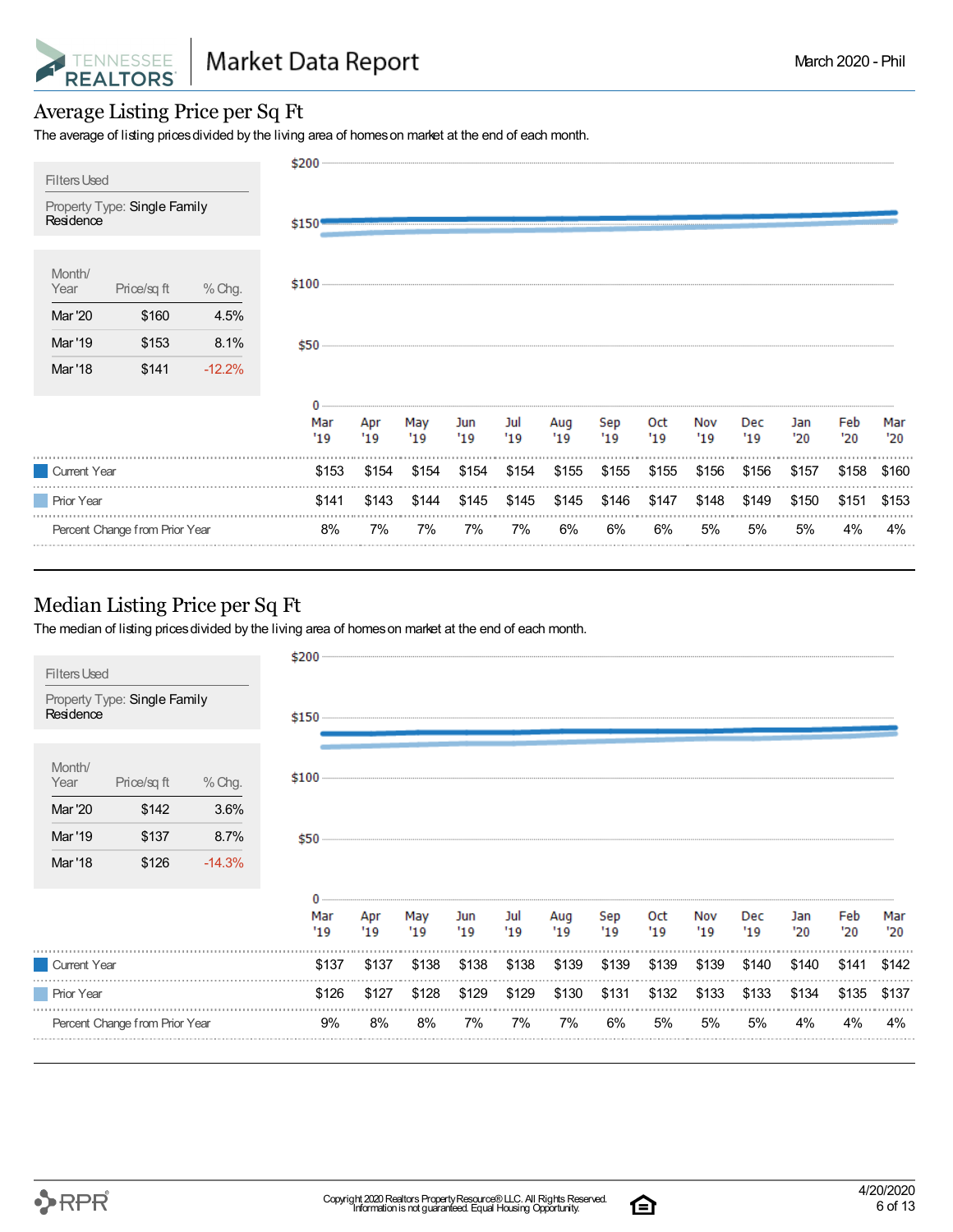## Average Listing Price per Sq Ft

The average of listing prices divided by the living area of homes on market at the end of each month.

Filters Used

Property Type: Single Family Residence

| Month/ Year | Price/sq ft | % Chg. |
|---|---|---|
| Mar '20 | $160 | 4.5% |
| Mar '19 | $153 | 8.1% |
| Mar '18 | $141 | -12.2% |

| | Mar '19 | Apr '19 | May '19 | Jun '19 | Jul '19 | Aug '19 | Sep '19 | Oct '19 | Nov '19 | Dec '19 | Jan '20 | Feb '20 | Mar '20 |
|---|---|---|---|---|---|---|---|---|---|---|---|---|---|
| Current Year | $153 | $154 | $154 | $154 | $154 | $155 | $155 | $155 | $156 | $156 | $157 | $158 | $160 |
| Prior Year | $141 | $143 | $144 | $145 | $145 | $145 | $146 | $147 | $148 | $149 | $150 | $151 | $153 |
| Percent Change from Prior Year | 8% | 7% | 7% | 7% | 7% | 6% | 6% | 6% | 5% | 5% | 5% | 4% | 4% |

## Median Listing Price per Sq Ft

The median of listing prices divided by the living area of homes on market at the end of each month.

Filters Used

Property Type: Single Family Residence

| Month/ Year | Price/sq ft | % Chg. |
|---|---|---|
| Mar '20 | $142 | 3.6% |
| Mar '19 | $137 | 8.7% |
| Mar '18 | $126 | -14.3% |

| | Mar '19 | Apr '19 | May '19 | Jun '19 | Jul '19 | Aug '19 | Sep '19 | Oct '19 | Nov '19 | Dec '19 | Jan '20 | Feb '20 | Mar '20 |
|---|---|---|---|---|---|---|---|---|---|---|---|---|---|
| Current Year | $137 | $137 | $138 | $138 | $138 | $139 | $139 | $139 | $139 | $140 | $140 | $141 | $142 |
| Prior Year | $126 | $127 | $128 | $129 | $129 | $130 | $131 | $132 | $133 | $133 | $134 | $135 | $137 |
| Percent Change from Prior Year | 9% | 8% | 8% | 7% | 7% | 7% | 6% | 5% | 5% | 5% | 4% | 4% | 4% |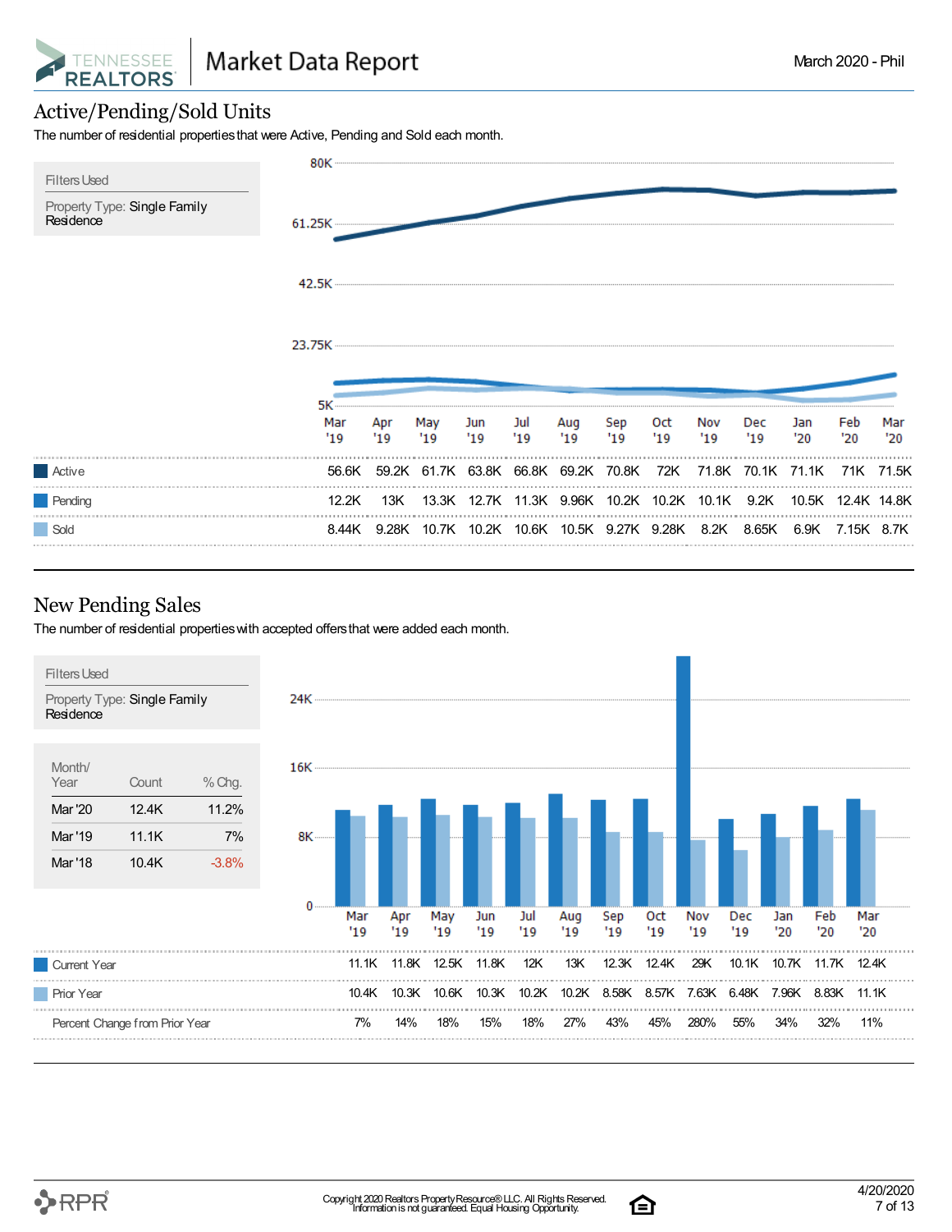## Active/Pending/Sold Units

The number of residential properties that were Active, Pending and Sold each month.

**Filters Used**

Property Type: Single Family Residence

| | Mar '19 | Apr '19 | May '19 | Jun '19 | Jul '19 | Aug '19 | Sep '19 | Oct '19 | Nov '19 | Dec '19 | Jan '20 | Feb '20 | Mar '20 |
|---|---|---|---|---|---|---|---|---|---|---|---|---|---|
| Active | 56.6K | 59.2K | 61.7K | 63.8K | 66.8K | 69.2K | 70.8K | 72K | 71.8K | 70.1K | 71.1K | 71K | 71.5K |
| Pending | 12.2K | 13K | 13.3K | 12.7K | 11.3K | 9.96K | 10.2K | 10.2K | 10.1K | 9.2K | 10.5K | 12.4K | 14.8K |
| Sold | 8.44K | 9.28K | 10.7K | 10.2K | 10.6K | 10.5K | 9.27K | 9.28K | 8.2K | 8.65K | 6.9K | 7.15K | 8.7K |

## New Pending Sales

The number of residential properties with accepted offers that were added each month.

**Filters Used**

Property Type: Single Family Residence

| Month/ Year | Count | % Chg. |
|---|---|---|
| Mar '20 | 12.4K | 11.2% |
| Mar '19 | 11.1K | 7% |
| Mar '18 | 10.4K | -3.8% |

| | Mar '19 | Apr '19 | May '19 | Jun '19 | Jul '19 | Aug '19 | Sep '19 | Oct '19 | Nov '19 | Dec '19 | Jan '20 | Feb '20 | Mar '20 |
|---|---|---|---|---|---|---|---|---|---|---|---|---|---|
| Current Year | 11.1K | 11.8K | 12.5K | 11.8K | 12K | 13K | 12.3K | 12.4K | 29K | 10.1K | 10.7K | 11.7K | 12.4K |
| Prior Year | 10.4K | 10.3K | 10.6K | 10.3K | 10.2K | 10.2K | 8.58K | 8.57K | 7.63K | 6.48K | 7.96K | 8.83K | 11.1K |
| Percent Change from Prior Year | 7% | 14% | 18% | 15% | 18% | 27% | 43% | 45% | 280% | 55% | 34% | 32% | 11% |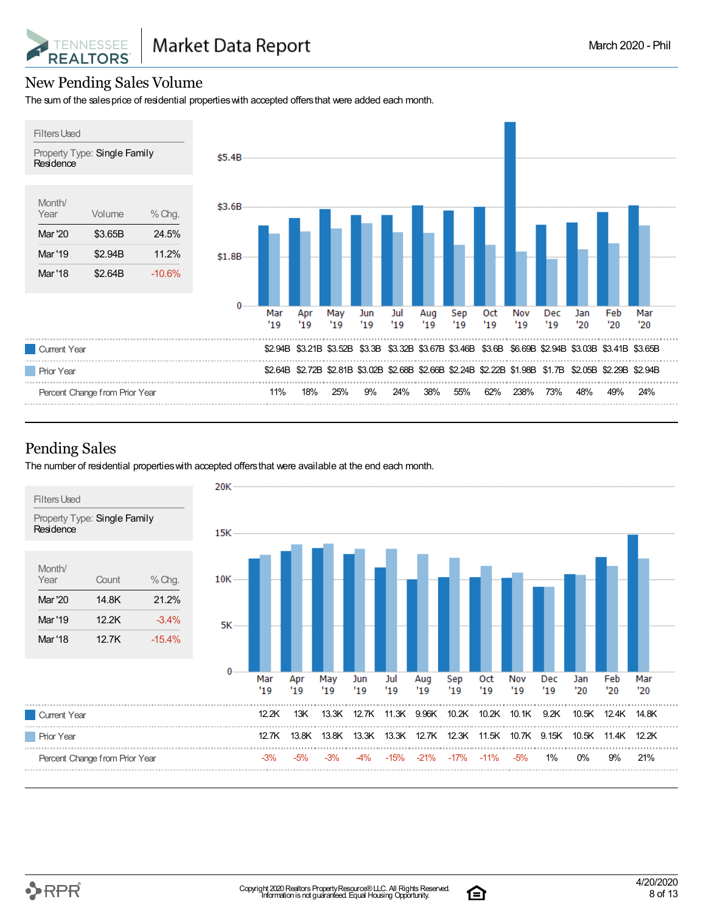# Market Data Report

March 2020 - Phil

## New Pending Sales Volume

The sum of the sales price of residential properties with accepted offers that were added each month.

**Filters Used**

Property Type: Single Family Residence

| Month/ Year | Volume | % Chg. |
|---|---|---|
| Mar '20 | $3.65B | 24.5% |
| Mar '19 | $2.94B | 11.2% |
| Mar '18 | $2.64B | -10.6% |

| | Mar '19 | Apr '19 | May '19 | Jun '19 | Jul '19 | Aug '19 | Sep '19 | Oct '19 | Nov '19 | Dec '19 | Jan '20 | Feb '20 | Mar '20 |
|---|---|---|---|---|---|---|---|---|---|---|---|---|---|
| Current Year | $2.94B | $3.21B | $3.52B | $3.3B | $3.32B | $3.67B | $3.46B | $3.6B | $6.69B | $2.94B | $3.03B | $3.41B | $3.65B |
| Prior Year | $2.64B | $2.72B | $2.81B | $3.02B | $2.68B | $2.66B | $2.24B | $2.22B | $1.98B | $1.7B | $2.05B | $2.29B | $2.94B |
| Percent Change from Prior Year | 11% | 18% | 25% | 9% | 24% | 38% | 55% | 62% | 238% | 73% | 48% | 49% | 24% |

## Pending Sales

The number of residential properties with accepted offers that were available at the end each month.

**Filters Used**

Property Type: Single Family Residence

| Month/ Year | Count | % Chg. |
|---|---|---|
| Mar '20 | 14.8K | 21.2% |
| Mar '19 | 12.2K | -3.4% |
| Mar '18 | 12.7K | -15.4% |

| | Mar '19 | Apr '19 | May '19 | Jun '19 | Jul '19 | Aug '19 | Sep '19 | Oct '19 | Nov '19 | Dec '19 | Jan '20 | Feb '20 | Mar '20 |
|---|---|---|---|---|---|---|---|---|---|---|---|---|---|
| Current Year | 12.2K | 13K | 13.3K | 12.7K | 11.3K | 9.96K | 10.2K | 10.2K | 10.1K | 9.2K | 10.5K | 12.4K | 14.8K |
| Prior Year | 12.7K | 13.8K | 13.8K | 13.3K | 13.3K | 12.7K | 12.3K | 11.5K | 10.7K | 9.15K | 10.5K | 11.4K | 12.2K |
| Percent Change from Prior Year | -3% | -5% | -3% | -4% | -15% | -21% | -17% | -11% | -5% | 1% | 0% | 9% | 21% |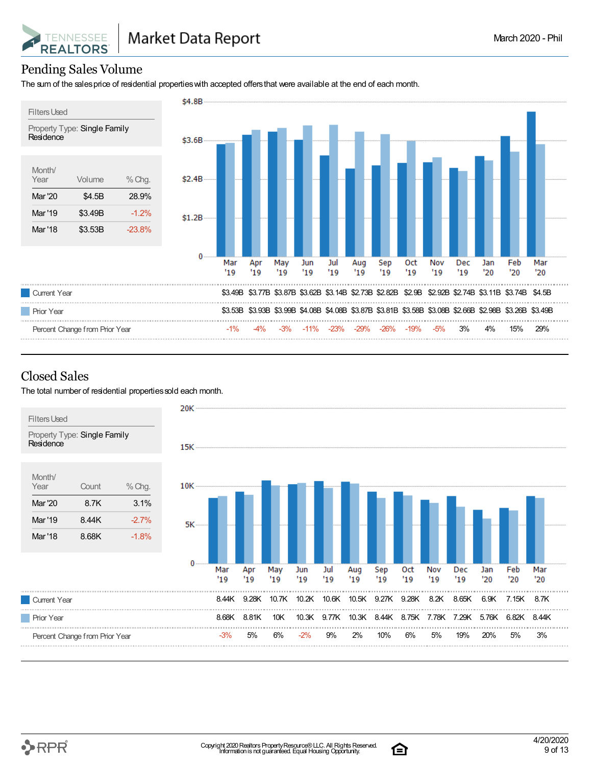# Market Data Report

March 2020 - Phil

## Pending Sales Volume

The sum of the sales price of residential properties with accepted offers that were available at the end of each month.

**Filters Used**

Property Type: Single Family Residence

| Month/Year | Volume | % Chg. |
|---|---|---|
| Mar '20 | $4.5B | 28.9% |
| Mar '19 | $3.49B | -1.2% |
| Mar '18 | $3.53B | -23.8% |

| | Mar '19 | Apr '19 | May '19 | Jun '19 | Jul '19 | Aug '19 | Sep '19 | Oct '19 | Nov '19 | Dec '19 | Jan '20 | Feb '20 | Mar '20 |
|---|---|---|---|---|---|---|---|---|---|---|---|---|---|
| Current Year | $3.49B | $3.77B | $3.87B | $3.62B | $3.14B | $2.73B | $2.82B | $2.9B | $2.92B | $2.74B | $3.11B | $3.74B | $4.5B |
| Prior Year | $3.53B | $3.93B | $3.99B | $4.08B | $4.08B | $3.87B | $3.81B | $3.58B | $3.08B | $2.66B | $2.98B | $3.26B | $3.49B |
| Percent Change from Prior Year | -1% | -4% | -3% | -11% | -23% | -29% | -26% | -19% | -5% | 3% | 4% | 15% | 29% |

## Closed Sales

The total number of residential properties sold each month.

**Filters Used**

Property Type: Single Family Residence

| Month/Year | Count | % Chg. |
|---|---|---|
| Mar '20 | 8.7K | 3.1% |
| Mar '19 | 8.44K | -2.7% |
| Mar '18 | 8.68K | -1.8% |

| | Mar '19 | Apr '19 | May '19 | Jun '19 | Jul '19 | Aug '19 | Sep '19 | Oct '19 | Nov '19 | Dec '19 | Jan '20 | Feb '20 | Mar '20 |
|---|---|---|---|---|---|---|---|---|---|---|---|---|---|
| Current Year | 8.44K | 9.28K | 10.7K | 10.2K | 10.6K | 10.5K | 9.27K | 9.28K | 8.2K | 8.65K | 6.9K | 7.15K | 8.7K |
| Prior Year | 8.68K | 8.81K | 10K | 10.3K | 9.77K | 10.3K | 8.44K | 8.75K | 7.78K | 7.29K | 5.76K | 6.82K | 8.44K |
| Percent Change from Prior Year | -3% | 5% | 6% | -2% | 9% | 2% | 10% | 6% | 5% | 19% | 20% | 5% | 3% |

Copyright 2020 Realtors Property Resource® LLC. All Rights Reserved. Information is not guaranteed. Equal Housing Opportunity.

4/20/2020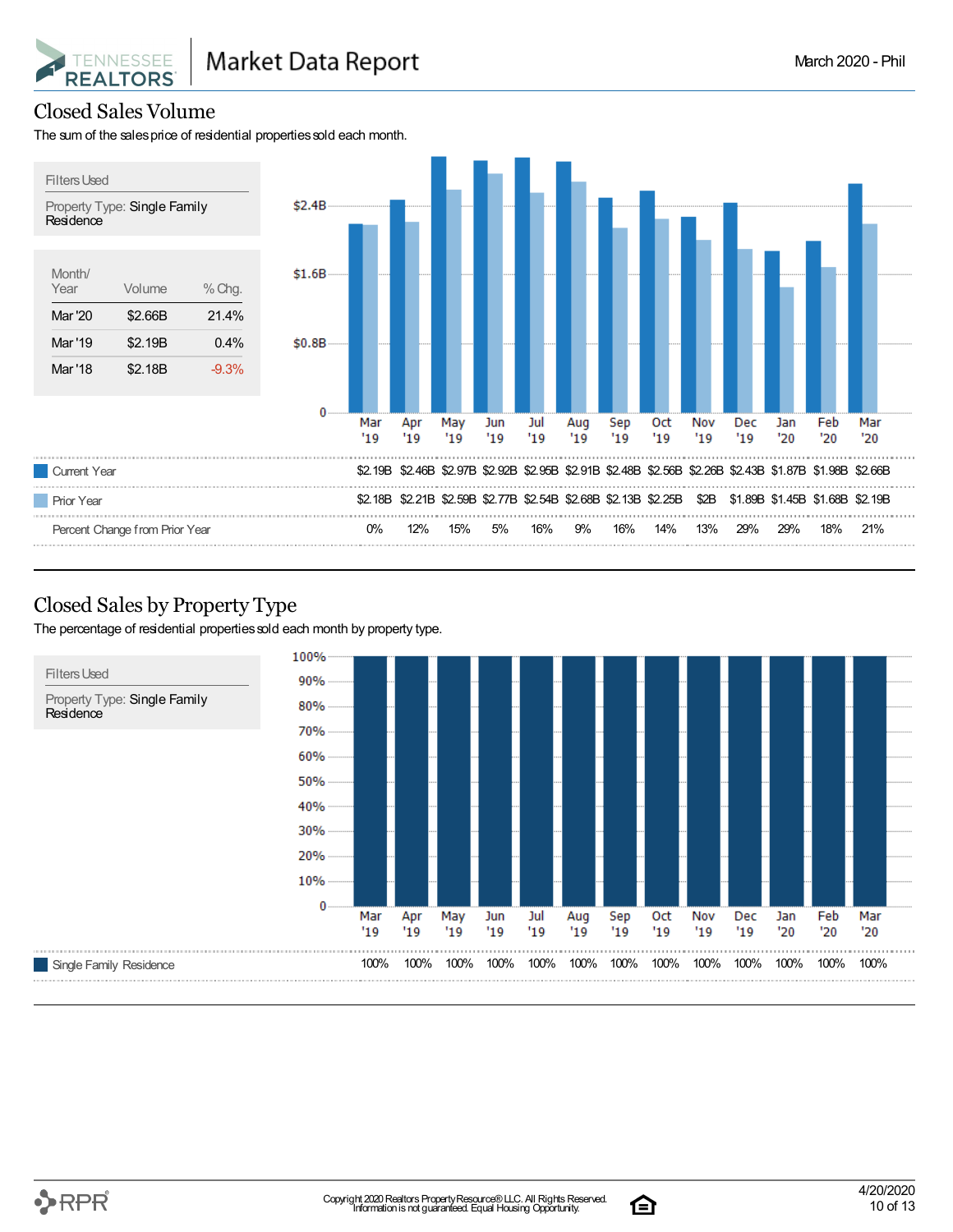## Closed Sales Volume

The sum of the sales price of residential properties sold each month.

**Filters Used**

Property Type: Single Family Residence

| Month/ Year | Volume | % Chg. |
|---|---|---|
| Mar '20 | $2.66B | 21.4% |
| Mar '19 | $2.19B | 0.4% |
| Mar '18 | $2.18B | -9.3% |

| | Mar '19 | Apr '19 | May '19 | Jun '19 | Jul '19 | Aug '19 | Sep '19 | Oct '19 | Nov '19 | Dec '19 | Jan '20 | Feb '20 | Mar '20 |
|---|---|---|---|---|---|---|---|---|---|---|---|---|---|
| Current Year | $2.19B | $2.46B | $2.97B | $2.92B | $2.95B | $2.91B | $2.48B | $2.56B | $2.26B | $2.43B | $1.87B | $1.98B | $2.66B |
| Prior Year | $2.18B | $2.21B | $2.59B | $2.77B | $2.54B | $2.68B | $2.13B | $2.25B | $2B | $1.89B | $1.45B | $1.68B | $2.19B |
| Percent Change from Prior Year | 0% | 12% | 15% | 5% | 16% | 9% | 16% | 14% | 13% | 29% | 29% | 18% | 21% |

## Closed Sales by Property Type

The percentage of residential properties sold each month by property type.

**Filters Used**

Property Type: Single Family Residence

| | Mar '19 | Apr '19 | May '19 | Jun '19 | Jul '19 | Aug '19 | Sep '19 | Oct '19 | Nov '19 | Dec '19 | Jan '20 | Feb '20 | Mar '20 |
|---|---|---|---|---|---|---|---|---|---|---|---|---|---|
| Single Family Residence | 100% | 100% | 100% | 100% | 100% | 100% | 100% | 100% | 100% | 100% | 100% | 100% | 100% |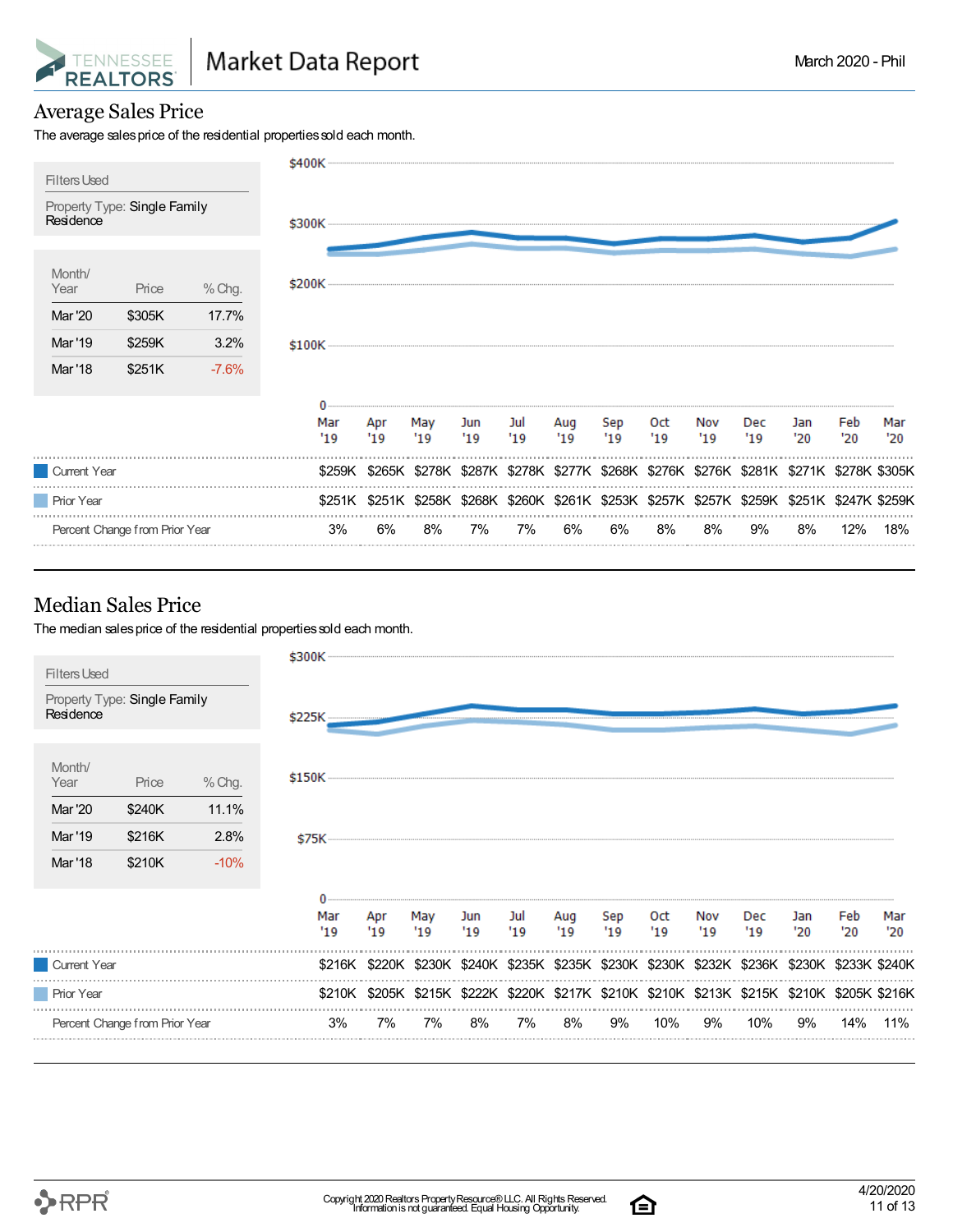## Average Sales Price

The average sales price of the residential properties sold each month.

**Filters Used**

Property Type: Single Family Residence

| Month/Year | Price | % Chg. |
|---|---|---|
| Mar '20 | $305K | 17.7% |
| Mar '19 | $259K | 3.2% |
| Mar '18 | $251K | -7.6% |

| | Mar '19 | Apr '19 | May '19 | Jun '19 | Jul '19 | Aug '19 | Sep '19 | Oct '19 | Nov '19 | Dec '19 | Jan '20 | Feb '20 | Mar '20 |
|---|---|---|---|---|---|---|---|---|---|---|---|---|---|
| Current Year | $259K | $265K | $278K | $287K | $278K | $277K | $268K | $276K | $276K | $281K | $271K | $278K | $305K |
| Prior Year | $251K | $251K | $258K | $268K | $260K | $261K | $253K | $257K | $257K | $259K | $251K | $247K | $259K |
| Percent Change from Prior Year | 3% | 6% | 8% | 7% | 7% | 6% | 6% | 8% | 8% | 9% | 8% | 12% | 18% |

## Median Sales Price

The median sales price of the residential properties sold each month.

**Filters Used**

Property Type: Single Family Residence

| Month/Year | Price | % Chg. |
|---|---|---|
| Mar '20 | $240K | 11.1% |
| Mar '19 | $216K | 2.8% |
| Mar '18 | $210K | -10% |

| | Mar '19 | Apr '19 | May '19 | Jun '19 | Jul '19 | Aug '19 | Sep '19 | Oct '19 | Nov '19 | Dec '19 | Jan '20 | Feb '20 | Mar '20 |
|---|---|---|---|---|---|---|---|---|---|---|---|---|---|
| Current Year | $216K | $220K | $230K | $240K | $235K | $235K | $230K | $230K | $232K | $236K | $230K | $233K | $240K |
| Prior Year | $210K | $205K | $215K | $222K | $220K | $217K | $210K | $210K | $213K | $215K | $210K | $205K | $216K |
| Percent Change from Prior Year | 3% | 7% | 7% | 8% | 7% | 8% | 9% | 10% | 9% | 10% | 9% | 14% | 11% |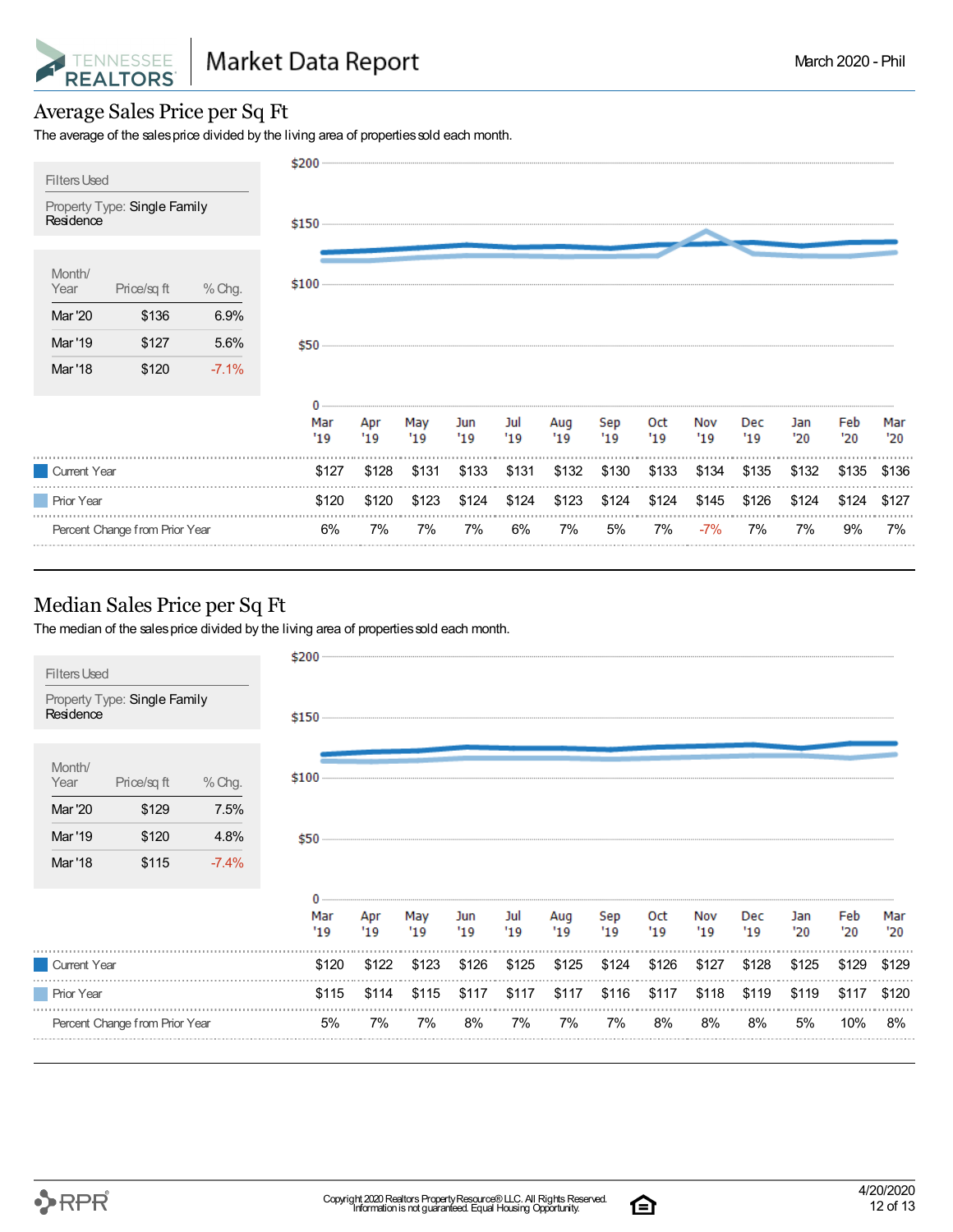## Average Sales Price per Sq Ft

The average of the sales price divided by the living area of properties sold each month.

**Filters Used**

Property Type: Single Family Residence

| Month/ Year | Price/sq ft | % Chg. |
|---|---|---|
| Mar '20 | $136 | 6.9% |
| Mar '19 | $127 | 5.6% |
| Mar '18 | $120 | -7.1% |

| | Mar '19 | Apr '19 | May '19 | Jun '19 | Jul '19 | Aug '19 | Sep '19 | Oct '19 | Nov '19 | Dec '19 | Jan '20 | Feb '20 | Mar '20 |
|---|---|---|---|---|---|---|---|---|---|---|---|---|---|
| Current Year | $127 | $128 | $131 | $133 | $131 | $132 | $130 | $133 | $134 | $135 | $132 | $135 | $136 |
| Prior Year | $120 | $120 | $123 | $124 | $124 | $123 | $124 | $124 | $145 | $126 | $124 | $124 | $127 |
| Percent Change from Prior Year | 6% | 7% | 7% | 7% | 6% | 7% | 5% | 7% | -7% | 7% | 7% | 9% | 7% |

## Median Sales Price per Sq Ft

The median of the sales price divided by the living area of properties sold each month.

**Filters Used**

Property Type: Single Family Residence

| Month/ Year | Price/sq ft | % Chg. |
|---|---|---|
| Mar '20 | $129 | 7.5% |
| Mar '19 | $120 | 4.8% |
| Mar '18 | $115 | -7.4% |

| | Mar '19 | Apr '19 | May '19 | Jun '19 | Jul '19 | Aug '19 | Sep '19 | Oct '19 | Nov '19 | Dec '19 | Jan '20 | Feb '20 | Mar '20 |
|---|---|---|---|---|---|---|---|---|---|---|---|---|---|
| Current Year | $120 | $122 | $123 | $126 | $125 | $125 | $124 | $126 | $127 | $128 | $125 | $129 | $129 |
| Prior Year | $115 | $114 | $115 | $117 | $117 | $117 | $116 | $117 | $118 | $119 | $119 | $117 | $120 |
| Percent Change from Prior Year | 5% | 7% | 7% | 8% | 7% | 7% | 7% | 8% | 8% | 8% | 5% | 10% | 8% |

Copyright 2020 Realtors Property Resource® LLC. All Rights Reserved.
Information is not guaranteed. Equal Housing Opportunity.

4/20/2020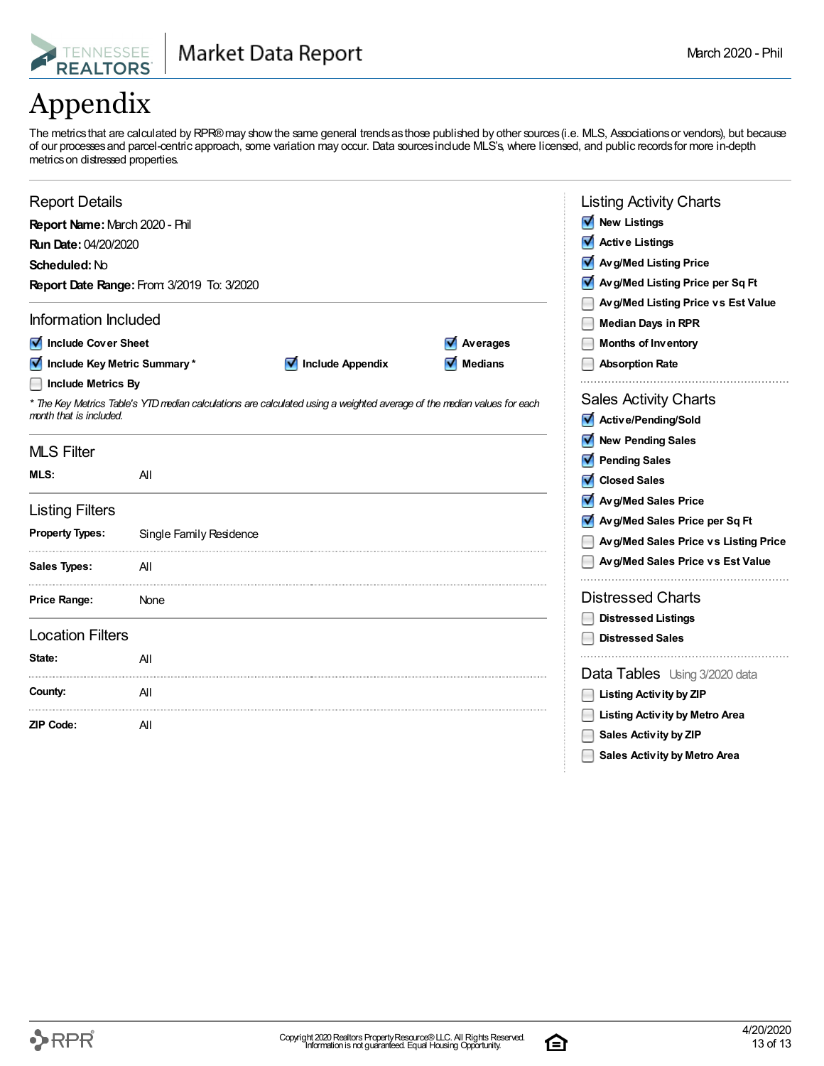# Appendix

The metrics that are calculated by RPR® may show the same general trends as those published by other sources (i.e. MLS, Associations or vendors), but because of our processes and parcel-centric approach, some variation may occur. Data sources include MLS's, where licensed, and public records for more in-depth metrics on distressed properties.

## Report Details

**Report Name:** March 2020 - Phil

**Run Date:** 04/20/2020

**Scheduled:** No

**Report Date Range:** From: 3/2019 To: 3/2020

## Information Included

- [x] Include Cover Sheet
- [x] Include Key Metric Summary *
- [x] Include Appendix
- [x] Averages
- [x] Medians
- [ ] Include Metrics By

*\* The Key Metrics Table's YTD median calculations are calculated using a weighted average of the median values for each month that is included.*

## MLS Filter

| | |
|---|---|
| **MLS:** | All |

## Listing Filters

| | |
|---|---|
| **Property Types:** | Single Family Residence |
| **Sales Types:** | All |
| **Price Range:** | None |

## Location Filters

| | |
|---|---|
| **State:** | All |
| **County:** | All |
| **ZIP Code:** | All |

## Listing Activity Charts

- [x] New Listings
- [x] Active Listings
- [x] Avg/Med Listing Price
- [x] Avg/Med Listing Price per Sq Ft
- [ ] Avg/Med Listing Price vs Est Value
- [ ] Median Days in RPR
- [ ] Months of Inventory
- [ ] Absorption Rate

## Sales Activity Charts

- [x] Active/Pending/Sold
- [x] New Pending Sales
- [x] Pending Sales
- [x] Closed Sales
- [x] Avg/Med Sales Price
- [x] Avg/Med Sales Price per Sq Ft
- [ ] Avg/Med Sales Price vs Listing Price
- [ ] Avg/Med Sales Price vs Est Value

## Distressed Charts

- [ ] Distressed Listings
- [ ] Distressed Sales

## Data Tables Using 3/2020 data

- [ ] Listing Activity by ZIP
- [ ] Listing Activity by Metro Area
- [ ] Sales Activity by ZIP
- [ ] Sales Activity by Metro Area

Copyright 2020 Realtors Property Resource® LLC. All Rights Reserved.
Information is not guaranteed. Equal Housing Opportunity.